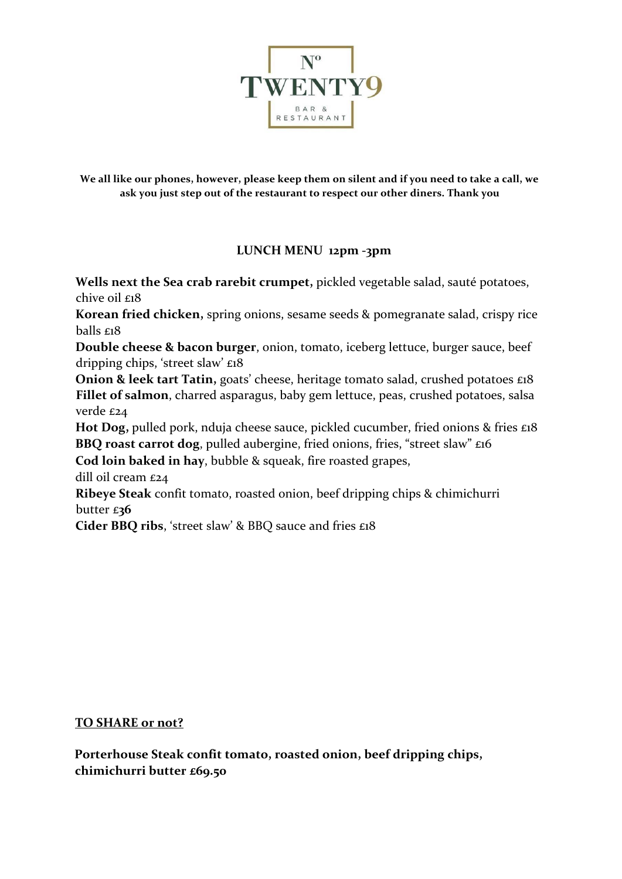# Nº TWENTY9

BAR & RESTAURANT

**We all like our phones, however, please keep them on silent and if you need to take a call, we ask you just step out of the restaurant to respect our other diners. Thank you**

## LUNCH MENU 12pm -3pm

**Wells next the Sea crab rarebit crumpet,** pickled vegetable salad, sauté potatoes, chive oil £18

**Korean fried chicken,** spring onions, sesame seeds & pomegranate salad, crispy rice balls £18

**Double cheese & bacon burger**, onion, tomato, iceberg lettuce, burger sauce, beef dripping chips, 'street slaw' £18

**Onion & leek tart Tatin,** goats' cheese, heritage tomato salad, crushed potatoes £18

**Fillet of salmon**, charred asparagus, baby gem lettuce, peas, crushed potatoes, salsa verde £24

**Hot Dog,** pulled pork, nduja cheese sauce, pickled cucumber, fried onions & fries £18

**BBQ roast carrot dog**, pulled aubergine, fried onions, fries, "street slaw" £16

**Cod loin baked in hay**, bubble & squeak, fire roasted grapes, dill oil cream £24

**Ribeye Steak** confit tomato, roasted onion, beef dripping chips & chimichurri butter £**36**

**Cider BBQ ribs**, 'street slaw' & BBQ sauce and fries £18

**TO SHARE or not?**

**Porterhouse Steak confit tomato, roasted onion, beef dripping chips, chimichurri butter £69.50**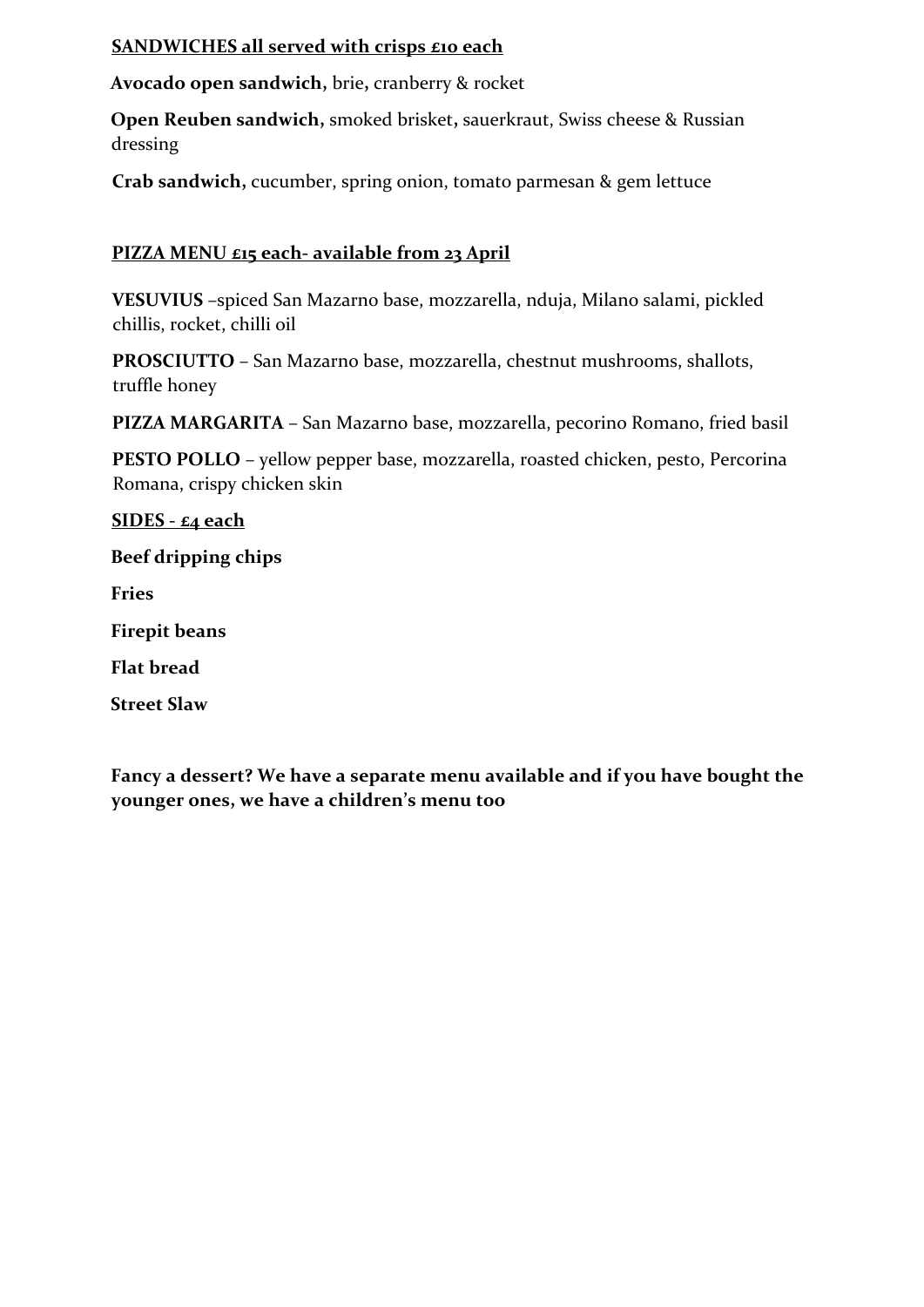## SANDWICHES all served with crisps £10 each

**Avocado open sandwich,** brie**,** cranberry & rocket

**Open Reuben sandwich,** smoked brisket**,** sauerkraut, Swiss cheese & Russian dressing

**Crab sandwich,** cucumber, spring onion, tomato parmesan & gem lettuce

## PIZZA MENU £15 each- available from 23 April

**VESUVIUS** –spiced San Mazarno base, mozzarella, nduja, Milano salami, pickled chillis, rocket, chilli oil

**PROSCIUTTO** – San Mazarno base, mozzarella, chestnut mushrooms, shallots, truffle honey

**PIZZA MARGARITA** – San Mazarno base, mozzarella, pecorino Romano, fried basil

**PESTO POLLO** – yellow pepper base, mozzarella, roasted chicken, pesto, Percorina Romana, crispy chicken skin

## SIDES - £4 each

**Beef dripping chips**

**Fries**

**Firepit beans**

**Flat bread**

**Street Slaw**

**Fancy a dessert? We have a separate menu available and if you have bought the younger ones, we have a children's menu too**